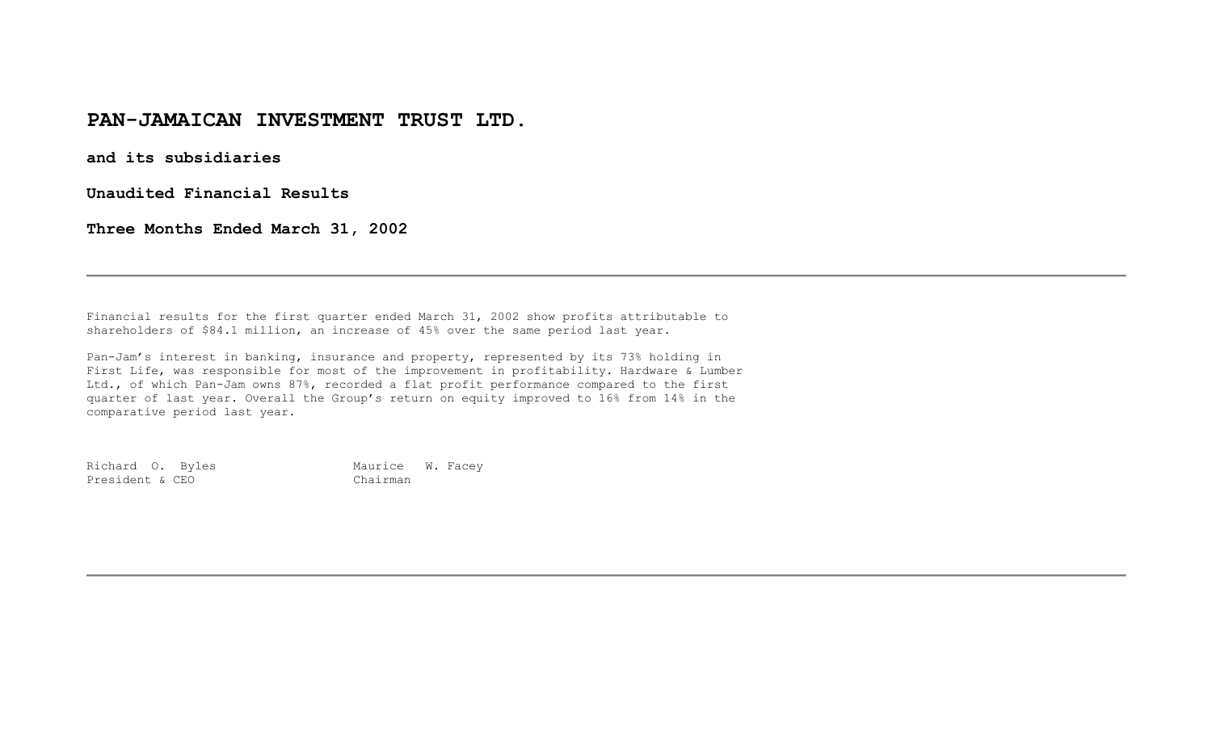# PAN-JAMAICAN INVESTMENT TRUST LTD.

**and its subsidiaries**

**Unaudited Financial Results**

**Three Months Ended March 31, 2002**

---

Financial results for the first quarter ended March 31, 2002 show profits attributable to shareholders of $84.1 million, an increase of 45% over the same period last year.

Pan-Jam's interest in banking, insurance and property, represented by its 73% holding in First Life, was responsible for most of the improvement in profitability. Hardware & Lumber Ltd., of which Pan-Jam owns 87%, recorded a flat profit performance compared to the first quarter of last year. Overall the Group's return on equity improved to 16% from 14% in the comparative period last year.

| | |
|---|---|
| Richard O. Byles | Maurice W. Facey |
| President & CEO | Chairman |

---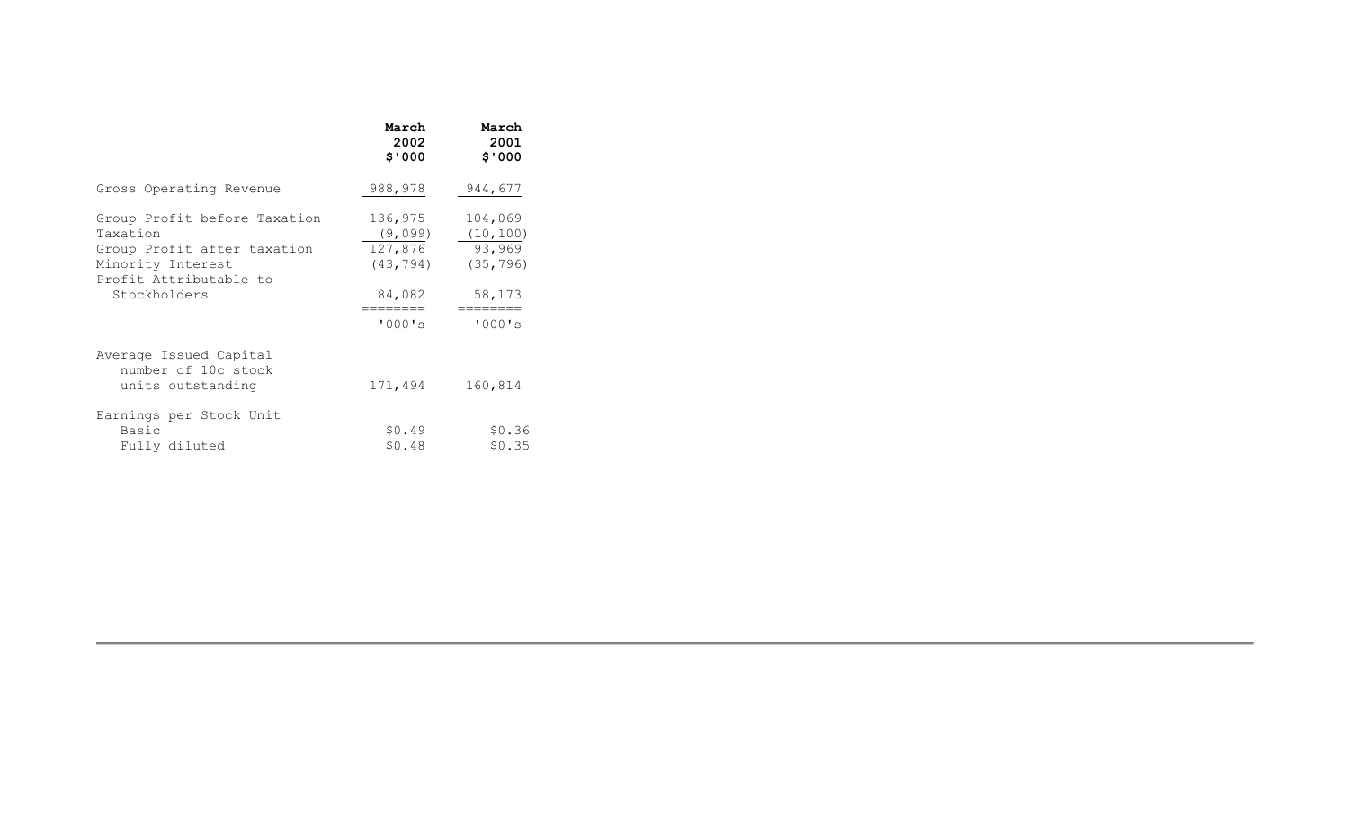| | March 2002 $'000 | March 2001 $'000 |
|---|---|---|
| Gross Operating Revenue | 988,978 | 944,677 |
| Group Profit before Taxation | 136,975 | 104,069 |
| Taxation | (9,099) | (10,100) |
| Group Profit after taxation | 127,876 | 93,969 |
| Minority Interest | (43,794) | (35,796) |
| Profit Attributable to Stockholders | 84,082 | 58,173 |
| | '000's | '000's |
| Average Issued Capital number of 10c stock units outstanding | 171,494 | 160,814 |
| Earnings per Stock Unit | | |
| Basic | $0.49 | $0.36 |
| Fully diluted | $0.48 | $0.35 |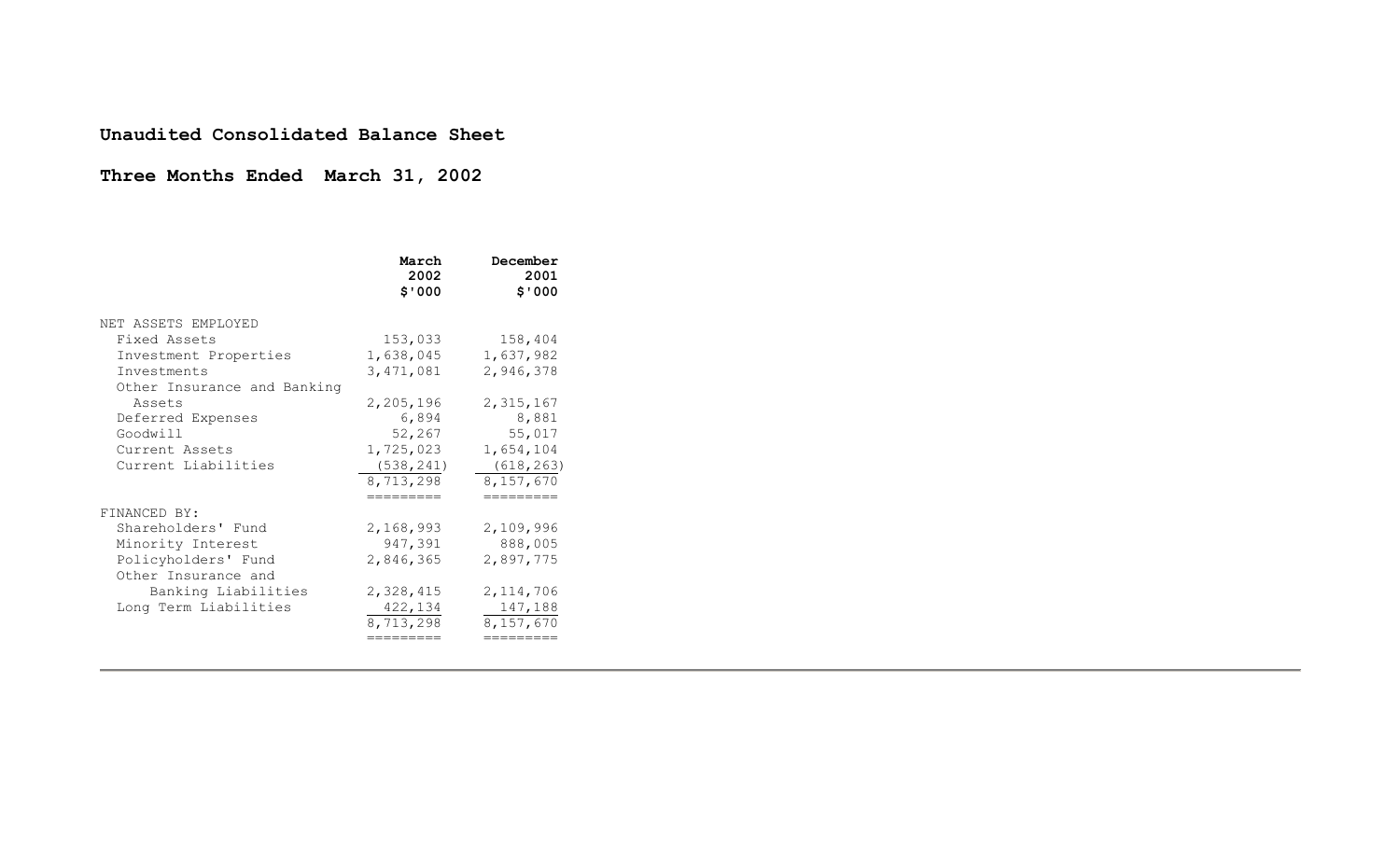## Unaudited Consolidated Balance Sheet

## Three Months Ended March 31, 2002

| | March 2002 $'000 | December 2001 $'000 |
|---|---|---|
| NET ASSETS EMPLOYED | | |
| Fixed Assets | 153,033 | 158,404 |
| Investment Properties | 1,638,045 | 1,637,982 |
| Investments | 3,471,081 | 2,946,378 |
| Other Insurance and Banking Assets | 2,205,196 | 2,315,167 |
| Deferred Expenses | 6,894 | 8,881 |
| Goodwill | 52,267 | 55,017 |
| Current Assets | 1,725,023 | 1,654,104 |
| Current Liabilities | (538,241) | (618,263) |
| | 8,713,298 | 8,157,670 |
| FINANCED BY: | | |
| Shareholders' Fund | 2,168,993 | 2,109,996 |
| Minority Interest | 947,391 | 888,005 |
| Policyholders' Fund | 2,846,365 | 2,897,775 |
| Other Insurance and Banking Liabilities | 2,328,415 | 2,114,706 |
| Long Term Liabilities | 422,134 | 147,188 |
| | 8,713,298 | 8,157,670 |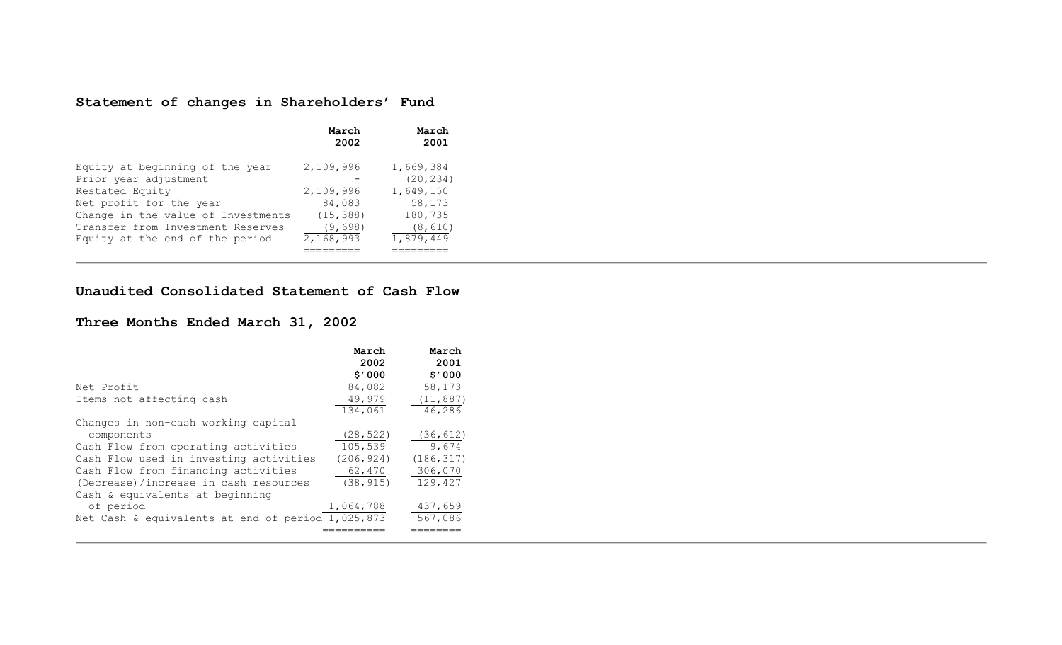## Statement of changes in Shareholders' Fund

| | March 2002 | March 2001 |
|---|---|---|
| Equity at beginning of the year | 2,109,996 | 1,669,384 |
| Prior year adjustment | - | (20,234) |
| Restated Equity | 2,109,996 | 1,649,150 |
| Net profit for the year | 84,083 | 58,173 |
| Change in the value of Investments | (15,388) | 180,735 |
| Transfer from Investment Reserves | (9,698) | (8,610) |
| Equity at the end of the period | 2,168,993 | 1,879,449 |

## Unaudited Consolidated Statement of Cash Flow

## Three Months Ended March 31, 2002

| | March 2002 $'000 | March 2001 $'000 |
|---|---|---|
| Net Profit | 84,082 | 58,173 |
| Items not affecting cash | 49,979 | (11,887) |
| | 134,061 | 46,286 |
| Changes in non-cash working capital components | (28,522) | (36,612) |
| Cash Flow from operating activities | 105,539 | 9,674 |
| Cash Flow used in investing activities | (206,924) | (186,317) |
| Cash Flow from financing activities | 62,470 | 306,070 |
| (Decrease)/increase in cash resources | (38,915) | 129,427 |
| Cash & equivalents at beginning of period | 1,064,788 | 437,659 |
| Net Cash & equivalents at end of period | 1,025,873 | 567,086 |